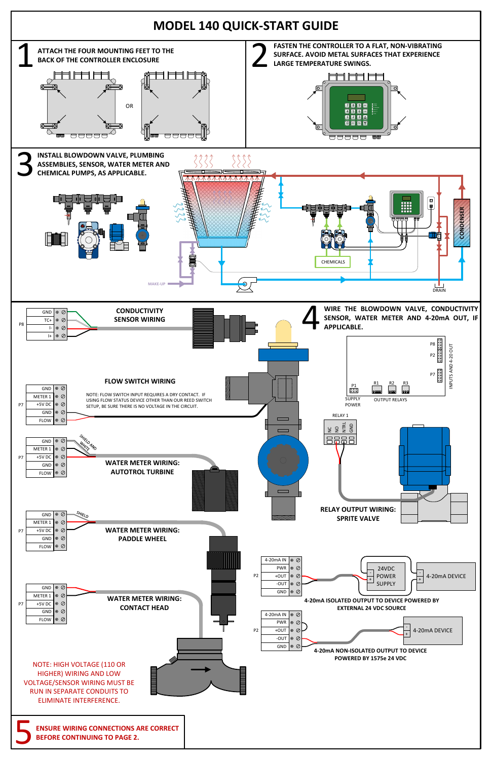# MODEL 140 QUICK-START GUIDE

**1** ATTACH THE FOUR MOUNTING FEET TO THE BACK OF THE CONTROLLER ENCLOSURE

OR

**2** FASTEN THE CONTROLLER TO A FLAT, NON-VIBRATING SURFACE. AVOID METAL SURFACES THAT EXPERIENCE LARGE TEMPERATURE SWINGS.

**3** INSTALL BLOWDOWN VALVE, PLUMBING ASSEMBLIES, SENSOR, WATER METER AND CHEMICAL PUMPS, AS APPLICABLE.

CHEMICALS

CONDENSER

MAKE-UP

DRAIN

**4** WIRE THE BLOWDOWN VALVE, CONDUCTIVITY SENSOR, WATER METER AND 4-20mA OUT, IF APPLICABLE.

P8
P2
P7
INPUTS AND 4-20 OUT
P1
SUPPLY POWER
R1 R2 R3
OUTPUT RELAYS

RELAY 1
NC NO NTRL GND

**CONDUCTIVITY SENSOR WIRING**

P8: GND, TC+, I-, I+

**FLOW SWITCH WIRING**

NOTE: FLOW SWITCH INPUT REQUIRES A DRY CONTACT. IF USING FLOW STATUS DEVICE OTHER THAN OUR REED SWITCH SETUP, BE SURE THERE IS NO VOLTAGE IN THE CIRCUIT.

P7: GND, METER 1, +5V DC, GND, FLOW

**WATER METER WIRING: AUTOTROL TURBINE**

SHIELD AND WHITE

P7: GND, METER 1, +5V DC, GND, FLOW

**WATER METER WIRING: PADDLE WHEEL**

SHIELD

P7: GND, METER 1, +5V DC, GND, FLOW

**WATER METER WIRING: CONTACT HEAD**

P7: GND, METER 1, +5V DC, GND, FLOW

**RELAY OUTPUT WIRING: SPRITE VALVE**

P2: 4-20mA IN, PWR, +OUT, -OUT, GND

24VDC POWER SUPPLY

4-20mA DEVICE

**4-20mA ISOLATED OUTPUT TO DEVICE POWERED BY EXTERNAL 24 VDC SOURCE**

P2: 4-20mA IN, PWR, +OUT, -OUT, GND

4-20mA DEVICE

**4-20mA NON-ISOLATED OUTPUT TO DEVICE POWERED BY 1575e 24 VDC**

NOTE: HIGH VOLTAGE (110 OR HIGHER) WIRING AND LOW VOLTAGE/SENSOR WIRING MUST BE RUN IN SEPARATE CONDUITS TO ELIMINATE INTERFERENCE.

**5** ENSURE WIRING CONNECTIONS ARE CORRECT BEFORE CONTINUING TO PAGE 2.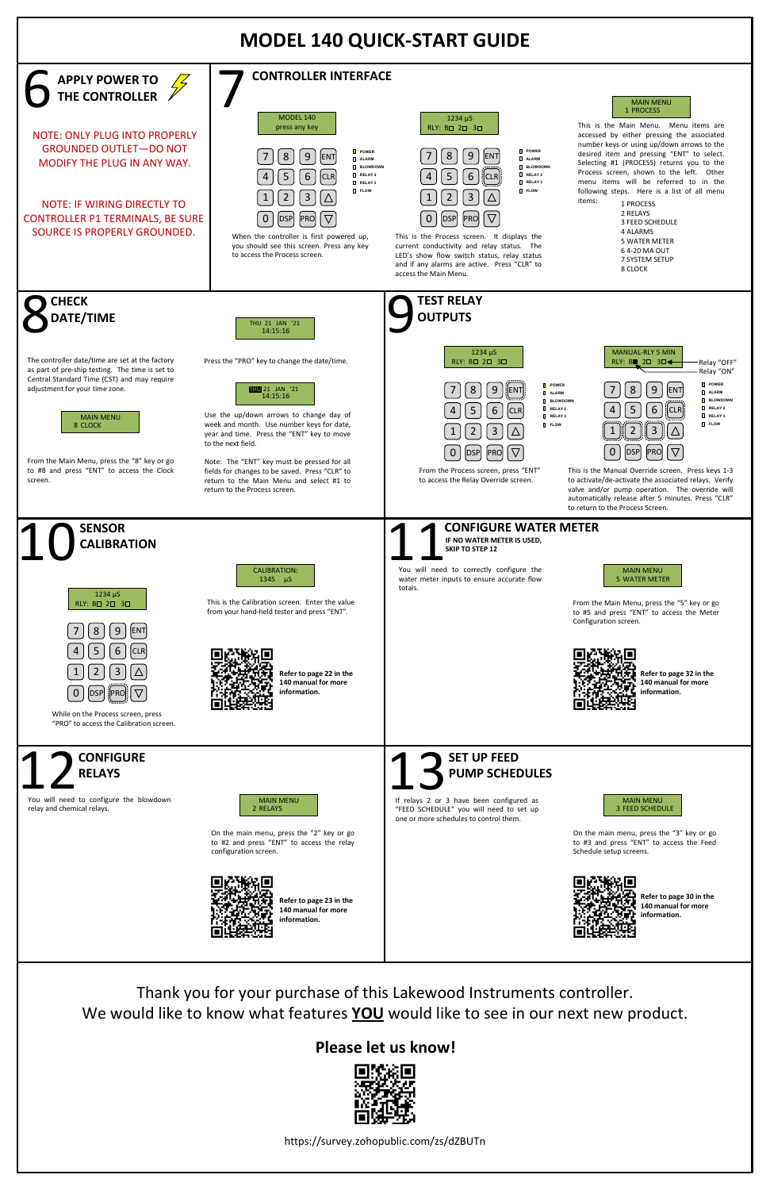# MODEL 140 QUICK-START GUIDE

## 6 APPLY POWER TO THE CONTROLLER

NOTE: ONLY PLUG INTO PROPERLY GROUNDED OUTLET—DO NOT MODIFY THE PLUG IN ANY WAY.

NOTE: IF WIRING DIRECTLY TO CONTROLLER P1 TERMINALS, BE SURE SOURCE IS PROPERLY GROUNDED.

## 7 CONTROLLER INTERFACE

MODEL 140
press any key

When the controller is first powered up, you should see this screen. Press any key to access the Process screen.

1234 µS
RLY: 8☐ 2☐ 3☐

This is the Process screen. It displays the current conductivity and relay status. The LED's show flow switch status, relay status and if any alarms are active. Press "CLR" to access the Main Menu.

MAIN MENU
1 PROCESS

This is the Main Menu. Menu items are accessed by either pressing the associated number keys or using up/down arrows to the desired item and pressing "ENT" to select. Selecting #1 (PROCESS) returns you to the Process screen, shown to the left. Other menu items will be referred to in the following steps. Here is a list of all menu items:

1 PROCESS
2 RELAYS
3 FEED SCHEDULE
4 ALARMS
5 WATER METER
6 4-20 MA OUT
7 SYSTEM SETUP
8 CLOCK

## 8 CHECK DATE/TIME

The controller date/time are set at the factory as part of pre-ship testing. The time is set to Central Standard Time (CST) and may require adjustment for your time zone.

MAIN MENU
8 CLOCK

From the Main Menu, press the "8" key or go to #8 and press "ENT" to access the Clock screen.

THU 21 JAN '21
14:15:16

Press the "PRO" key to change the date/time.

THU 21 JAN '21
14:15:16

Use the up/down arrows to change day of week and month. Use number keys for date, year and time. Press the "ENT" key to move to the next field.

Note: The "ENT" key must be pressed for all fields for changes to be saved. Press "CLR" to return to the Main Menu and select #1 to return to the Process screen.

## 9 TEST RELAY OUTPUTS

1234 µS
RLY: 8☐ 2☐ 3☐

From the Process screen, press "ENT" to access the Relay Override screen.

MANUAL-RLY 5 MIN
RLY: 8■ 2☐ 3☐

Relay "OFF"
Relay "ON"

This is the Manual Override screen. Press keys 1-3 to activate/de-activate the associated relays. Verify valve and/or pump operation. The override will automatically release after 5 minutes. Press "CLR" to return to the Process Screen.

## 10 SENSOR CALIBRATION

1234 µS
RLY: 8☐ 2☐ 3☐

While on the Process screen, press "PRO" to access the Calibration screen.

CALIBRATION:
1345 µS

This is the Calibration screen. Enter the value from your hand-held tester and press "ENT".

**Refer to page 22 in the 140 manual for more information.**

## 11 CONFIGURE WATER METER

**IF NO WATER METER IS USED, SKIP TO STEP 12**

You will need to correctly configure the water meter inputs to ensure accurate flow totals.

MAIN MENU
5 WATER METER

From the Main Menu, press the "5" key or go to #5 and press "ENT" to access the Meter Configuration screen.

**Refer to page 32 in the 140 manual for more information.**

## 12 CONFIGURE RELAYS

You will need to configure the blowdown relay and chemical relays.

MAIN MENU
2 RELAYS

On the main menu, press the "2" key or go to #2 and press "ENT" to access the relay configuration screen.

**Refer to page 23 in the 140 manual for more information.**

## 13 SET UP FEED PUMP SCHEDULES

If relays 2 or 3 have been configured as "FEED SCHEDULE" you will need to set up one or more schedules to control them.

MAIN MENU
3 FEED SCHEDULE

On the main menu, press the "3" key or go to #3 and press "ENT" to access the Feed Schedule setup screens.

**Refer to page 30 in the 140 manual for more information.**

Thank you for your purchase of this Lakewood Instruments controller.
We would like to know what features **YOU** would like to see in our next new product.

**Please let us know!**

https://survey.zohopublic.com/zs/dZBUTn